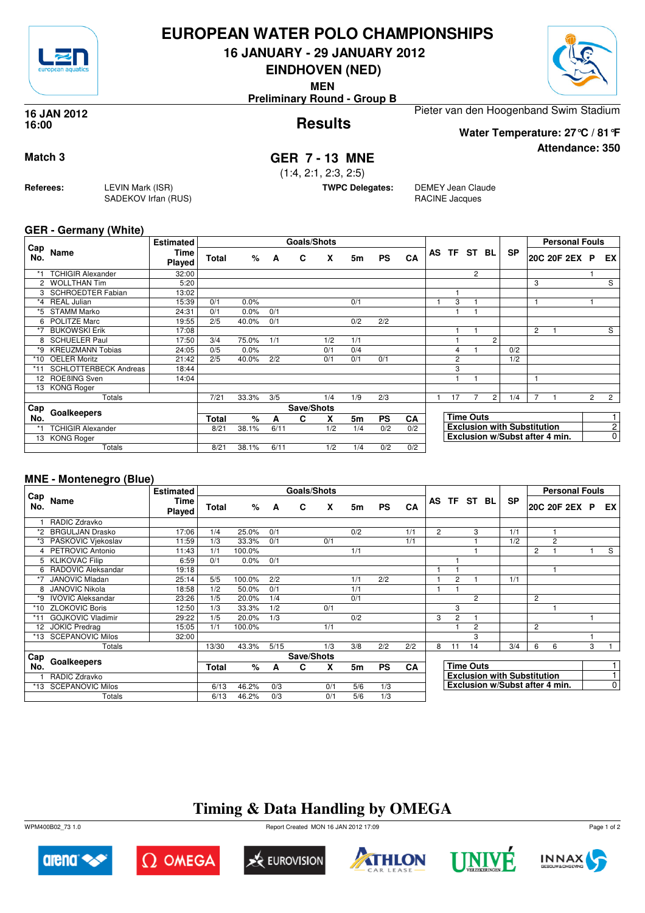# EUROPEAN WATER POLO CHAMPIONSHIPS

## 16 JANUARY - 29 JANUARY 2012

## EINDHOVEN (NED)

**MEN**

**Preliminary Round - Group B**

**16 JAN 2012 16:00**

## Results

Pieter van den Hoogenband Swim Stadium

**Water Temperature: 27°C / 81°F**

**Attendance: 350**

**Match 3**

## GER 7 - 13 MNE

(1:4, 2:1, 2:3, 2:5)

**Referees:** LEVIN Mark (ISR), SADEKOV Irfan (RUS)

**TWPC Delegates:** DEMEY Jean Claude, RACINE Jacques

### GER - Germany (White)

| Cap No. | Name | Estimated Time Played | Total | % | A | C | X | 5m | PS | CA | AS | TF | ST | BL | SP | 20C | 20F | 2EX | P | EX |
|---|---|---|---|---|---|---|---|---|---|---|---|---|---|---|---|---|---|---|---|---|
| *1 | TCHIGIR Alexander | 32:00 | | | | | | | | | | | 2 | | | | | | 1 | |
| 2 | WOLLTHAN Tim | 5:20 | | | | | | | | | | | | | | 3 | | | | S |
| 3 | SCHROEDTER Fabian | 13:02 | | | | | | | | | | 1 | | | | | | | | |
| *4 | REAL Julian | 15:39 | 0/1 | 0.0% | | | | 0/1 | | | 1 | 3 | 1 | | | 1 | | | 1 | |
| *5 | STAMM Marko | 24:31 | 0/1 | 0.0% | 0/1 | | | | | | | 1 | 1 | | | | | | | |
| 6 | POLITZE Marc | 19:55 | 2/5 | 40.0% | 0/1 | | | 0/2 | 2/2 | | | | | | | | | | | |
| *7 | BUKOWSKI Erik | 17:08 | | | | | | | | | | 1 | 1 | | | 2 | 1 | | | S |
| 8 | SCHUELER Paul | 17:50 | 3/4 | 75.0% | 1/1 | | 1/2 | 1/1 | | | | 1 | | 2 | | | | | | |
| *9 | KREUZMANN Tobias | 24:05 | 0/5 | 0.0% | | | 0/1 | 0/4 | | | | 4 | 1 | | 0/2 | | | | | |
| *10 | OELER Moritz | 21:42 | 2/5 | 40.0% | 2/2 | | 0/1 | 0/1 | 0/1 | | | 2 | | | 1/2 | | | | | |
| *11 | SCHLOTTERBECK Andreas | 18:44 | | | | | | | | | | 3 | | | | | | | | |
| 12 | ROEßING Sven | 14:04 | | | | | | | | | | 1 | 1 | | | 1 | | | | |
| 13 | KONG Roger | | | | | | | | | | | | | | | | | | | |
| | Totals | | 7/21 | 33.3% | 3/5 | | 1/4 | 1/9 | 2/3 | | 1 | 17 | 7 | 2 | 1/4 | 7 | 1 | | 2 | 2 |

| Cap No. | Goalkeepers | Total | % | A | C | X | 5m | PS | CA |
|---|---|---|---|---|---|---|---|---|---|
| *1 | TCHIGIR Alexander | 8/21 | 38.1% | 6/11 | | 1/2 | 1/4 | 0/2 | 0/2 |
| 13 | KONG Roger | | | | | | | | |
| | Totals | 8/21 | 38.1% | 6/11 | | 1/2 | 1/4 | 0/2 | 0/2 |

| | |
|---|---|
| Time Outs | 1 |
| Exclusion with Substitution | 2 |
| Exclusion w/Subst after 4 min. | 0 |

### MNE - Montenegro (Blue)

| Cap No. | Name | Estimated Time Played | Total | % | A | C | X | 5m | PS | CA | AS | TF | ST | BL | SP | 20C | 20F | 2EX | P | EX |
|---|---|---|---|---|---|---|---|---|---|---|---|---|---|---|---|---|---|---|---|---|
| 1 | RADIC Zdravko | | | | | | | | | | | | | | | | | | | |
| *2 | BRGULJAN Drasko | 17:06 | 1/4 | 25.0% | 0/1 | | | 0/2 | | 1/1 | 2 | | 3 | | 1/1 | | 1 | | | |
| *3 | PASKOVIC Vjekoslav | 11:59 | 1/3 | 33.3% | 0/1 | | 0/1 | | | 1/1 | | | 1 | | 1/2 | | 2 | | | |
| 4 | PETROVIC Antonio | 11:43 | 1/1 | 100.0% | | | | 1/1 | | | | | 1 | | | 2 | 1 | | 1 | S |
| 5 | KLIKOVAC Filip | 6:59 | 0/1 | 0.0% | 0/1 | | | | | | | 1 | | | | | | | | |
| 6 | RADOVIC Aleksandar | 19:18 | | | | | | | | | 1 | 1 | | | | | 1 | | | |
| *7 | JANOVIC Mladan | 25:14 | 5/5 | 100.0% | 2/2 | | | 1/1 | 2/2 | | 1 | 2 | 1 | | 1/1 | | | | | |
| 8 | JANOVIC Nikola | 18:58 | 1/2 | 50.0% | 0/1 | | | 1/1 | | | 1 | 1 | | | | | | | | |
| *9 | IVOVIC Aleksandar | 23:26 | 1/5 | 20.0% | 1/4 | | | 0/1 | | | | | 2 | | | 2 | | | | |
| *10 | ZLOKOVIC Boris | 12:50 | 1/3 | 33.3% | 1/2 | | 0/1 | | | | | 3 | | | | | 1 | | | |
| *11 | GOJKOVIC Vladimir | 29:22 | 1/5 | 20.0% | 1/3 | | | 0/2 | | | 3 | 2 | 1 | | | | | | 1 | |
| 12 | JOKIC Predrag | 15:05 | 1/1 | 100.0% | | | 1/1 | | | | | 1 | 2 | | | 2 | | | | |
| *13 | SCEPANOVIC Milos | 32:00 | | | | | | | | | | | 3 | | | | | | 1 | |
| | Totals | | 13/30 | 43.3% | 5/15 | | 1/3 | 3/8 | 2/2 | 2/2 | 8 | 11 | 14 | | 3/4 | 6 | 6 | | 3 | 1 |

| Cap No. | Goalkeepers | Total | % | A | C | X | 5m | PS | CA |
|---|---|---|---|---|---|---|---|---|---|
| 1 | RADIC Zdravko | | | | | | | | |
| *13 | SCEPANOVIC Milos | 6/13 | 46.2% | 0/3 | | 0/1 | 5/6 | 1/3 | |
| | Totals | 6/13 | 46.2% | 0/3 | | 0/1 | 5/6 | 1/3 | |

| | |
|---|---|
| Time Outs | 1 |
| Exclusion with Substitution | 1 |
| Exclusion w/Subst after 4 min. | 0 |

## Timing & Data Handling by OMEGA

WPM400B02_73 1.0 — Report Created MON 16 JAN 2012 17:09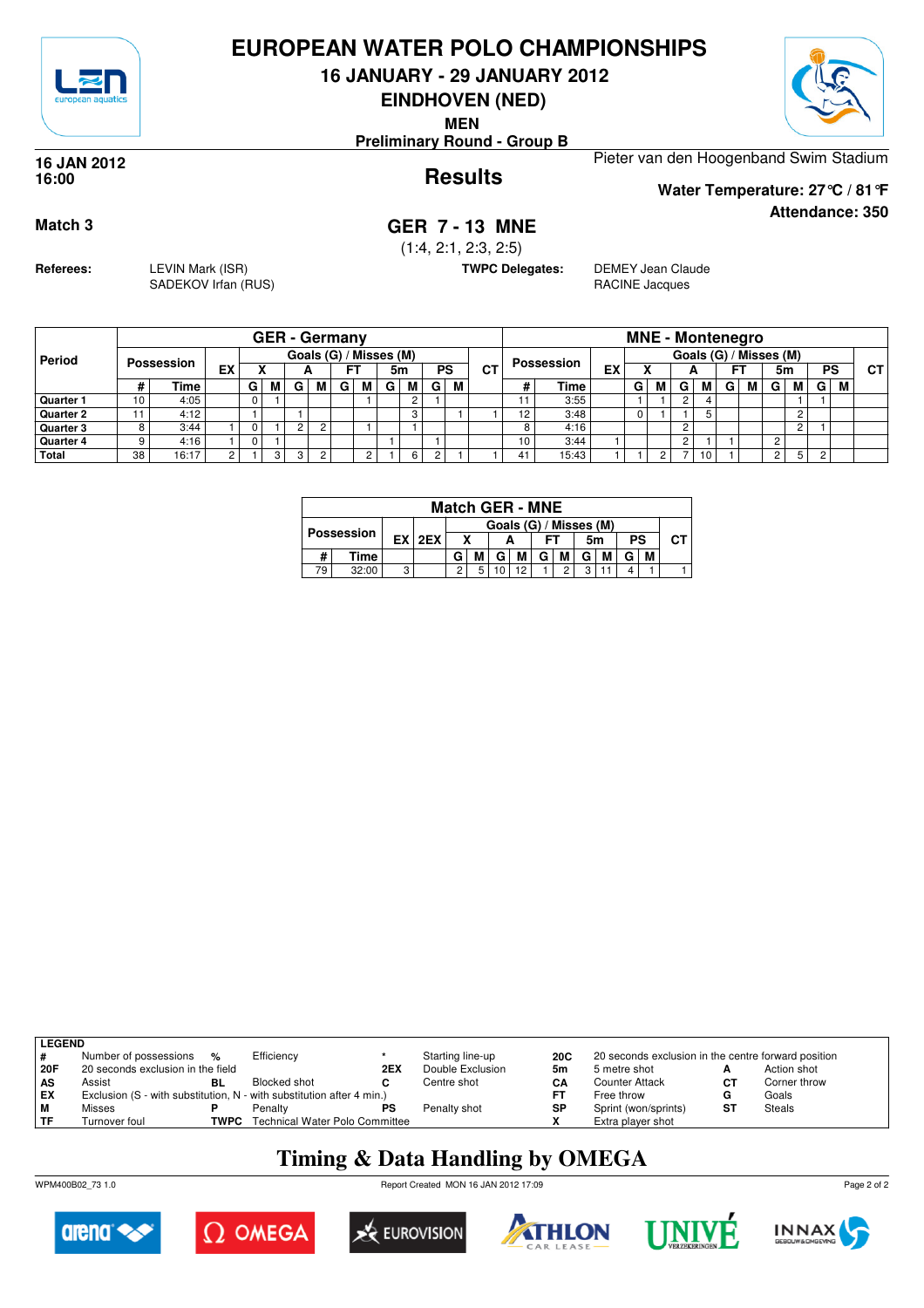# EUROPEAN WATER POLO CHAMPIONSHIPS

## 16 JANUARY - 29 JANUARY 2012

## EINDHOVEN (NED)

**MEN**

**Preliminary Round - Group B**

**16 JAN 2012**
**16:00**

## Results

Pieter van den Hoogenband Swim Stadium

**Water Temperature: 27°C / 81°F**

**Attendance: 350**

**Match 3**

### GER 7 - 13 MNE

(1:4, 2:1, 2:3, 2:5)

**Referees:** LEVIN Mark (ISR), SADEKOV Irfan (RUS)

**TWPC Delegates:** DEMEY Jean Claude, RACINE Jacques

| Period | GER - Germany | | | | | | | | | | | | | | | MNE - Montenegro | | | | | | | | | | | | | | |
|---|---|---|---|---|---|---|---|---|---|---|---|---|---|---|---|---|---|---|---|---|---|---|---|---|---|---|---|---|---|---|
| | Possession | | EX | Goals (G) / Misses (M) | | | | | | | | | | CT | Possession | | EX | Goals (G) / Misses (M) | | | | | | | | | | CT |
| | | | | X | | A | | FT | | 5m | | PS | | | | | | X | | A | | FT | | 5m | | PS | | |
| | # | Time | | G | M | G | M | G | M | G | M | G | M | | # | Time | | G | M | G | M | G | M | G | M | G | M | |
| Quarter 1 | 10 | 4:05 | | 0 | 1 | | | | 1 | | 2 | 1 | | | 11 | 3:55 | | 1 | 1 | 2 | 4 | | | | 1 | 1 | | |
| Quarter 2 | 11 | 4:12 | | 1 | | 1 | | | | | 3 | | 1 | 1 | 12 | 3:48 | | 0 | 1 | 1 | 5 | | | | 2 | | | |
| Quarter 3 | 8 | 3:44 | 1 | 0 | 1 | 2 | 2 | | 1 | | 1 | | | | 8 | 4:16 | | | | 2 | | | | | 2 | 1 | | |
| Quarter 4 | 9 | 4:16 | 1 | 0 | 1 | | | | | 1 | | 1 | | | 10 | 3:44 | 1 | | | 2 | 1 | 1 | | 2 | | | | |
| Total | 38 | 16:17 | 2 | 1 | 3 | 3 | 2 | | 2 | 1 | 6 | 2 | 1 | 1 | 41 | 15:43 | 1 | 1 | 2 | 7 | 10 | 1 | | 2 | 5 | 2 | | |

| Match GER - MNE | | | | | | | | | | | | | | |
|---|---|---|---|---|---|---|---|---|---|---|---|---|---|---|
| Possession | | EX | 2EX | Goals (G) / Misses (M) | | | | | | | | | | CT |
| | | | | X | | A | | FT | | 5m | | PS | | |
| # | Time | | | G | M | G | M | G | M | G | M | G | M | |
| 79 | 32:00 | 3 | | 2 | 5 | 10 | 12 | 1 | 2 | 3 | 11 | 4 | 1 | 1 |

**LEGEND**

| | | | | | | | |
|---|---|---|---|---|---|---|---|
| # | Number of possessions | % | Efficiency | * | Starting line-up | 20C | 20 seconds exclusion in the centre forward position |
| 20F | 20 seconds exclusion in the field | | | 2EX | Double Exclusion | 5m | 5 metre shot |
| AS | Assist | BL | Blocked shot | C | Centre shot | CA | Counter Attack |
| EX | Exclusion (S - with substitution, N - with substitution after 4 min.) | | | | | FT | Free throw |
| M | Misses | P | Penalty | PS | Penalty shot | SP | Sprint (won/sprints) |
| TF | Turnover foul | TWPC | Technical Water Polo Committee | | | X | Extra player shot |
| A | Action shot | CT | Corner throw | G | Goals | ST | Steals |

## Timing & Data Handling by OMEGA

WPM400B02_73 1.0 — Report Created MON 16 JAN 2012 17:09